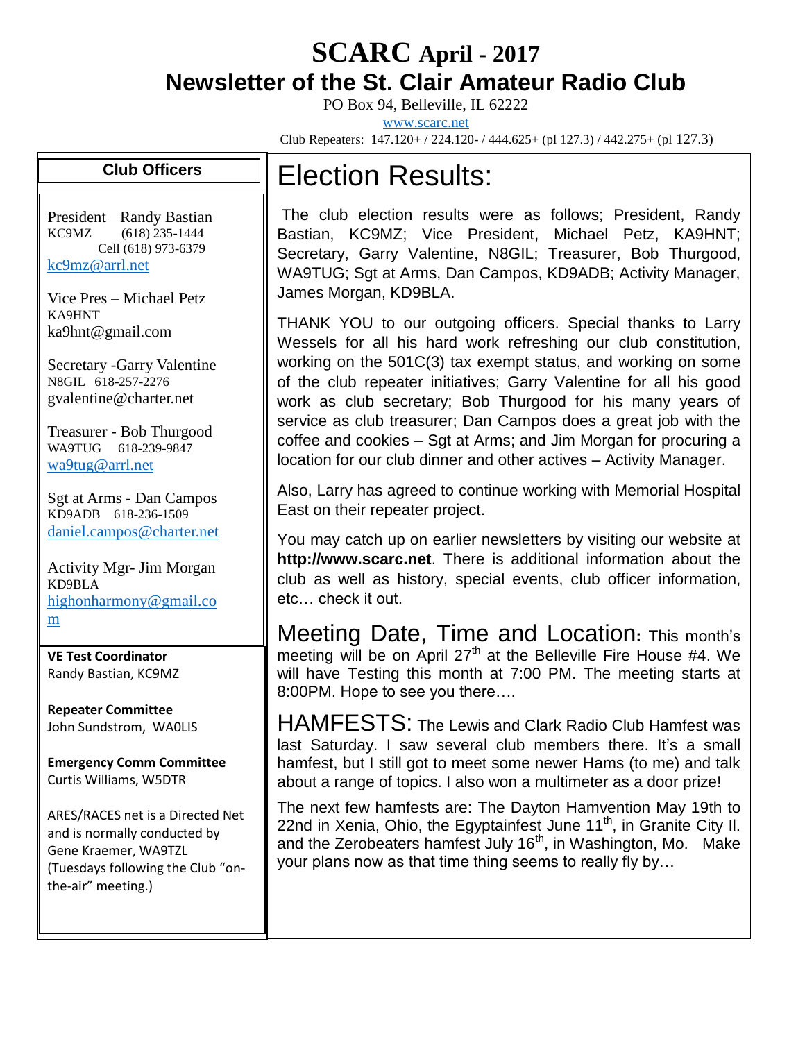# SCARC April - 2017

## Newsletter of the St. Clair Amateur Radio Club

PO Box 94, Belleville, IL 62222

www.scarc.net

Club Repeaters: 147.120+ / 224.120- / 444.625+ (pl 127.3) / 442.275+ (pl 127.3)

### Club Officers

President – Randy Bastian
KC9MZ (618) 235-1444
Cell (618) 973-6379
kc9mz@arrl.net

Vice Pres – Michael Petz
KA9HNT
ka9hnt@gmail.com

Secretary -Garry Valentine
N8GIL 618-257-2276
gvalentine@charter.net

Treasurer - Bob Thurgood
WA9TUG 618-239-9847
wa9tug@arrl.net

Sgt at Arms - Dan Campos
KD9ADB 618-236-1509
daniel.campos@charter.net

Activity Mgr- Jim Morgan
KD9BLA
highonharmony@gmail.com

**VE Test Coordinator**
Randy Bastian, KC9MZ

**Repeater Committee**
John Sundstrom, WA0LIS

**Emergency Comm Committee**
Curtis Williams, W5DTR

ARES/RACES net is a Directed Net and is normally conducted by Gene Kraemer, WA9TZL (Tuesdays following the Club "on-the-air" meeting.)

## Election Results:

The club election results were as follows; President, Randy Bastian, KC9MZ; Vice President, Michael Petz, KA9HNT; Secretary, Garry Valentine, N8GIL; Treasurer, Bob Thurgood, WA9TUG; Sgt at Arms, Dan Campos, KD9ADB; Activity Manager, James Morgan, KD9BLA.

THANK YOU to our outgoing officers. Special thanks to Larry Wessels for all his hard work refreshing our club constitution, working on the 501C(3) tax exempt status, and working on some of the club repeater initiatives; Garry Valentine for all his good work as club secretary; Bob Thurgood for his many years of service as club treasurer; Dan Campos does a great job with the coffee and cookies – Sgt at Arms; and Jim Morgan for procuring a location for our club dinner and other actives – Activity Manager.

Also, Larry has agreed to continue working with Memorial Hospital East on their repeater project.

You may catch up on earlier newsletters by visiting our website at **http://www.scarc.net**. There is additional information about the club as well as history, special events, club officer information, etc… check it out.

**Meeting Date, Time and Location:** This month's meeting will be on April 27th at the Belleville Fire House #4. We will have Testing this month at 7:00 PM. The meeting starts at 8:00PM. Hope to see you there….

**HAMFESTS:** The Lewis and Clark Radio Club Hamfest was last Saturday. I saw several club members there. It's a small hamfest, but I still got to meet some newer Hams (to me) and talk about a range of topics. I also won a multimeter as a door prize!

The next few hamfests are: The Dayton Hamvention May 19th to 22nd in Xenia, Ohio, the Egyptainfest June 11th, in Granite City Il. and the Zerobeaters hamfest July 16th, in Washington, Mo. Make your plans now as that time thing seems to really fly by…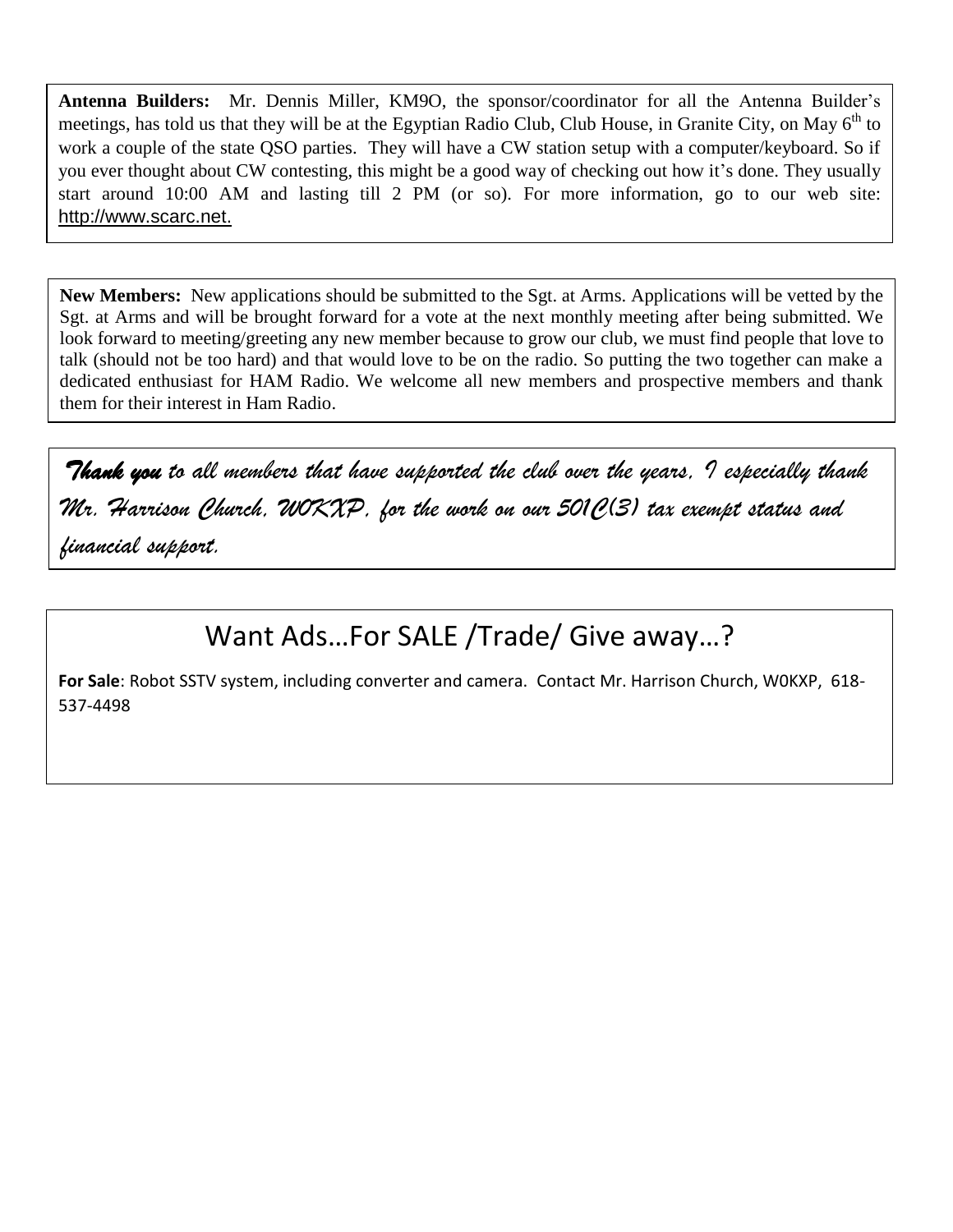**Antenna Builders:** Mr. Dennis Miller, KM9O, the sponsor/coordinator for all the Antenna Builder's meetings, has told us that they will be at the Egyptian Radio Club, Club House, in Granite City, on May 6th to work a couple of the state QSO parties. They will have a CW station setup with a computer/keyboard. So if you ever thought about CW contesting, this might be a good way of checking out how it's done. They usually start around 10:00 AM and lasting till 2 PM (or so). For more information, go to our web site: http://www.scarc.net.

**New Members:** New applications should be submitted to the Sgt. at Arms. Applications will be vetted by the Sgt. at Arms and will be brought forward for a vote at the next monthly meeting after being submitted. We look forward to meeting/greeting any new member because to grow our club, we must find people that love to talk (should not be too hard) and that would love to be on the radio. So putting the two together can make a dedicated enthusiast for HAM Radio. We welcome all new members and prospective members and thank them for their interest in Ham Radio.

***Thank you** to all members that have supported the club over the years. I especially thank Mr. Harrison Church, W0KXP, for the work on our 501C(3) tax exempt status and financial support.*

## Want Ads…For SALE /Trade/ Give away…?

**For Sale**: Robot SSTV system, including converter and camera. Contact Mr. Harrison Church, W0KXP, 618-537-4498